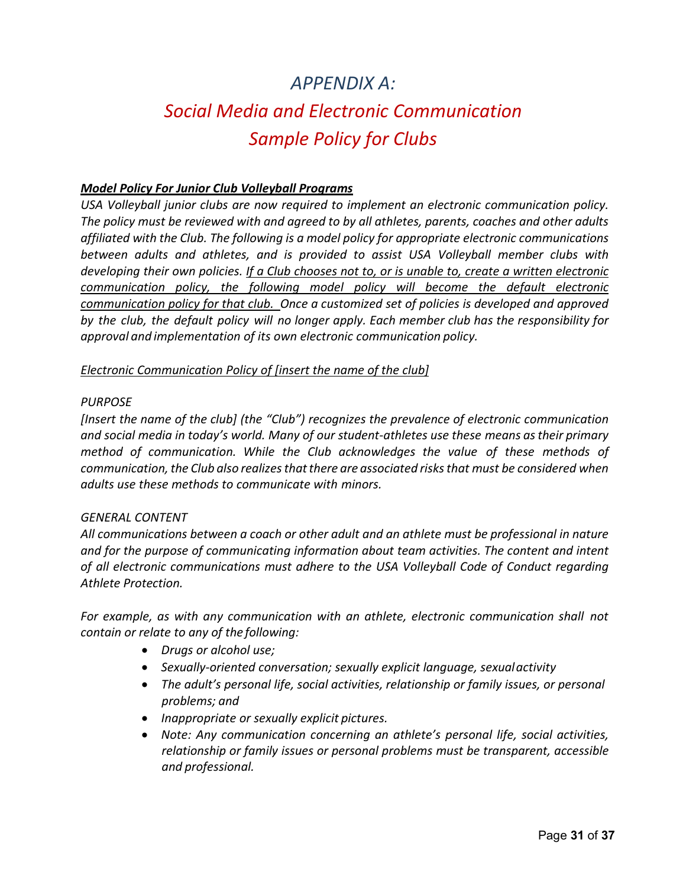# APPENDIX A:

# Social Media and Electronic Communication Sample Policy for Clubs

***<u>Model Policy For Junior Club Volleyball Programs</u>***

*USA Volleyball junior clubs are now required to implement an electronic communication policy. The policy must be reviewed with and agreed to by all athletes, parents, coaches and other adults affiliated with the Club. The following is a model policy for appropriate electronic communications between adults and athletes, and is provided to assist USA Volleyball member clubs with developing their own policies. <u>If a Club chooses not to, or is unable to, create a written electronic communication policy, the following model policy will become the default electronic communication policy for that club.</u> Once a customized set of policies is developed and approved by the club, the default policy will no longer apply. Each member club has the responsibility for approval and implementation of its own electronic communication policy.*

*<u>Electronic Communication Policy of [insert the name of the club]</u>*

*PURPOSE*

*[Insert the name of the club] (the "Club") recognizes the prevalence of electronic communication and social media in today's world. Many of our student-athletes use these means as their primary method of communication. While the Club acknowledges the value of these methods of communication, the Club also realizes that there are associated risks that must be considered when adults use these methods to communicate with minors.*

*GENERAL CONTENT*

*All communications between a coach or other adult and an athlete must be professional in nature and for the purpose of communicating information about team activities. The content and intent of all electronic communications must adhere to the USA Volleyball Code of Conduct regarding Athlete Protection.*

*For example, as with any communication with an athlete, electronic communication shall not contain or relate to any of the following:*

- *Drugs or alcohol use;*
- *Sexually-oriented conversation; sexually explicit language, sexual activity*
- *The adult's personal life, social activities, relationship or family issues, or personal problems; and*
- *Inappropriate or sexually explicit pictures.*
- *Note: Any communication concerning an athlete's personal life, social activities, relationship or family issues or personal problems must be transparent, accessible and professional.*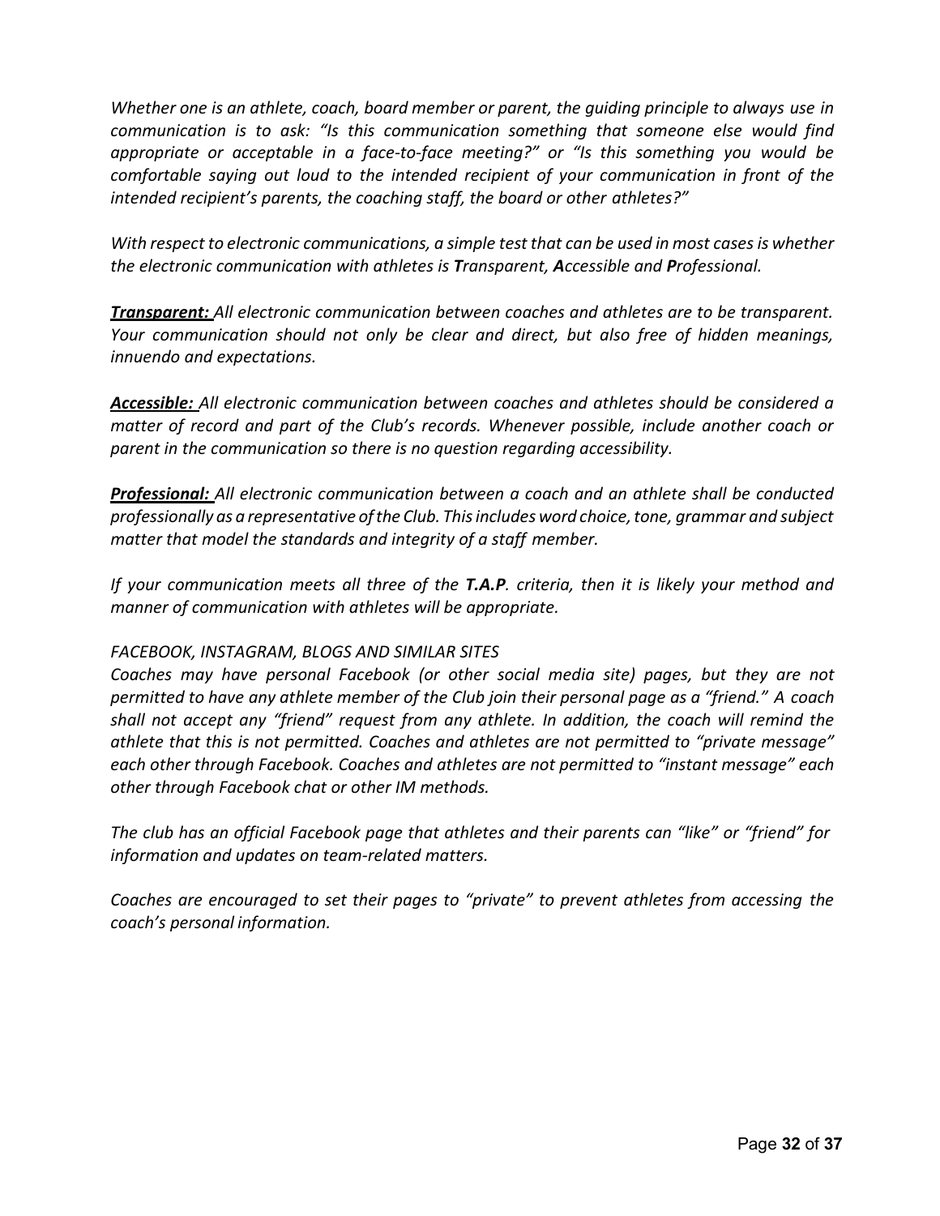*Whether one is an athlete, coach, board member or parent, the guiding principle to always use in communication is to ask: "Is this communication something that someone else would find appropriate or acceptable in a face-to-face meeting?" or "Is this something you would be comfortable saying out loud to the intended recipient of your communication in front of the intended recipient's parents, the coaching staff, the board or other athletes?"*

*With respect to electronic communications, a simple test that can be used in most cases is whether the electronic communication with athletes is **T**ransparent, **A**ccessible and **P**rofessional.*

***Transparent:*** *All electronic communication between coaches and athletes are to be transparent. Your communication should not only be clear and direct, but also free of hidden meanings, innuendo and expectations.*

***Accessible:*** *All electronic communication between coaches and athletes should be considered a matter of record and part of the Club's records. Whenever possible, include another coach or parent in the communication so there is no question regarding accessibility.*

***Professional:*** *All electronic communication between a coach and an athlete shall be conducted professionally as a representative of the Club. This includes word choice, tone, grammar and subject matter that model the standards and integrity of a staff member.*

*If your communication meets all three of the **T.A.P**. criteria, then it is likely your method and manner of communication with athletes will be appropriate.*

*FACEBOOK, INSTAGRAM, BLOGS AND SIMILAR SITES*

*Coaches may have personal Facebook (or other social media site) pages, but they are not permitted to have any athlete member of the Club join their personal page as a "friend." A coach shall not accept any "friend" request from any athlete. In addition, the coach will remind the athlete that this is not permitted. Coaches and athletes are not permitted to "private message" each other through Facebook. Coaches and athletes are not permitted to "instant message" each other through Facebook chat or other IM methods.*

*The club has an official Facebook page that athletes and their parents can "like" or "friend" for information and updates on team-related matters.*

*Coaches are encouraged to set their pages to "private" to prevent athletes from accessing the coach's personal information.*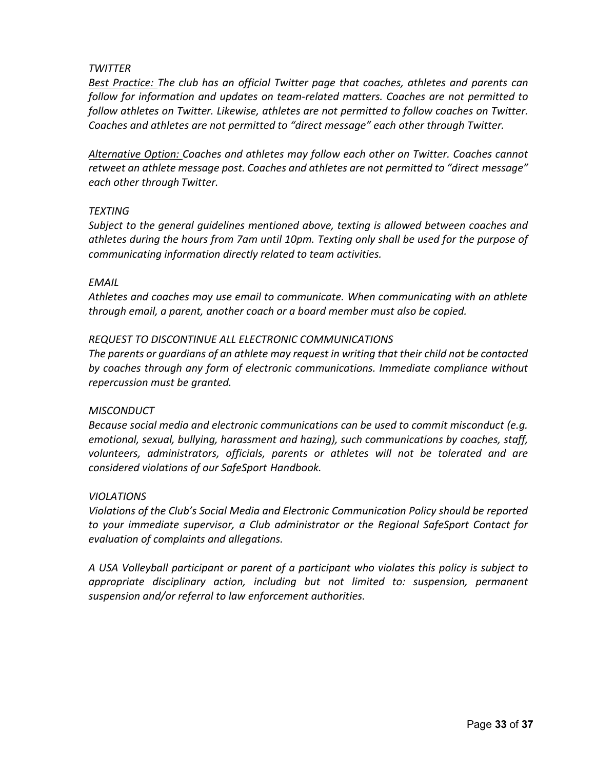*TWITTER*

*Best Practice: The club has an official Twitter page that coaches, athletes and parents can follow for information and updates on team-related matters. Coaches are not permitted to follow athletes on Twitter. Likewise, athletes are not permitted to follow coaches on Twitter. Coaches and athletes are not permitted to "direct message" each other through Twitter.*

*Alternative Option: Coaches and athletes may follow each other on Twitter. Coaches cannot retweet an athlete message post. Coaches and athletes are not permitted to "direct message" each other through Twitter.*

*TEXTING*

*Subject to the general guidelines mentioned above, texting is allowed between coaches and athletes during the hours from 7am until 10pm. Texting only shall be used for the purpose of communicating information directly related to team activities.*

*EMAIL*

*Athletes and coaches may use email to communicate. When communicating with an athlete through email, a parent, another coach or a board member must also be copied.*

*REQUEST TO DISCONTINUE ALL ELECTRONIC COMMUNICATIONS*

*The parents or guardians of an athlete may request in writing that their child not be contacted by coaches through any form of electronic communications. Immediate compliance without repercussion must be granted.*

*MISCONDUCT*

*Because social media and electronic communications can be used to commit misconduct (e.g. emotional, sexual, bullying, harassment and hazing), such communications by coaches, staff, volunteers, administrators, officials, parents or athletes will not be tolerated and are considered violations of our SafeSport Handbook.*

*VIOLATIONS*

*Violations of the Club's Social Media and Electronic Communication Policy should be reported to your immediate supervisor, a Club administrator or the Regional SafeSport Contact for evaluation of complaints and allegations.*

*A USA Volleyball participant or parent of a participant who violates this policy is subject to appropriate disciplinary action, including but not limited to: suspension, permanent suspension and/or referral to law enforcement authorities.*